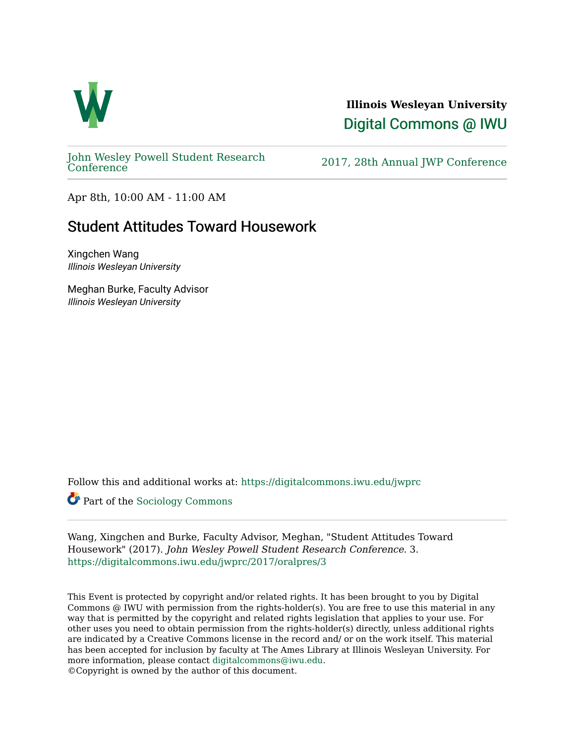**Illinois Wesleyan University**

Digital Commons @ IWU

John Wesley Powell Student Research Conference

2017, 28th Annual JWP Conference

Apr 8th, 10:00 AM - 11:00 AM

# Student Attitudes Toward Housework

Xingchen Wang
*Illinois Wesleyan University*

Meghan Burke, Faculty Advisor
*Illinois Wesleyan University*

Follow this and additional works at: https://digitalcommons.iwu.edu/jwprc

Part of the Sociology Commons

Wang, Xingchen and Burke, Faculty Advisor, Meghan, "Student Attitudes Toward Housework" (2017). *John Wesley Powell Student Research Conference*. 3.
https://digitalcommons.iwu.edu/jwprc/2017/oralpres/3

This Event is protected by copyright and/or related rights. It has been brought to you by Digital Commons @ IWU with permission from the rights-holder(s). You are free to use this material in any way that is permitted by the copyright and related rights legislation that applies to your use. For other uses you need to obtain permission from the rights-holder(s) directly, unless additional rights are indicated by a Creative Commons license in the record and/ or on the work itself. This material has been accepted for inclusion by faculty at The Ames Library at Illinois Wesleyan University. For more information, please contact digitalcommons@iwu.edu.
©Copyright is owned by the author of this document.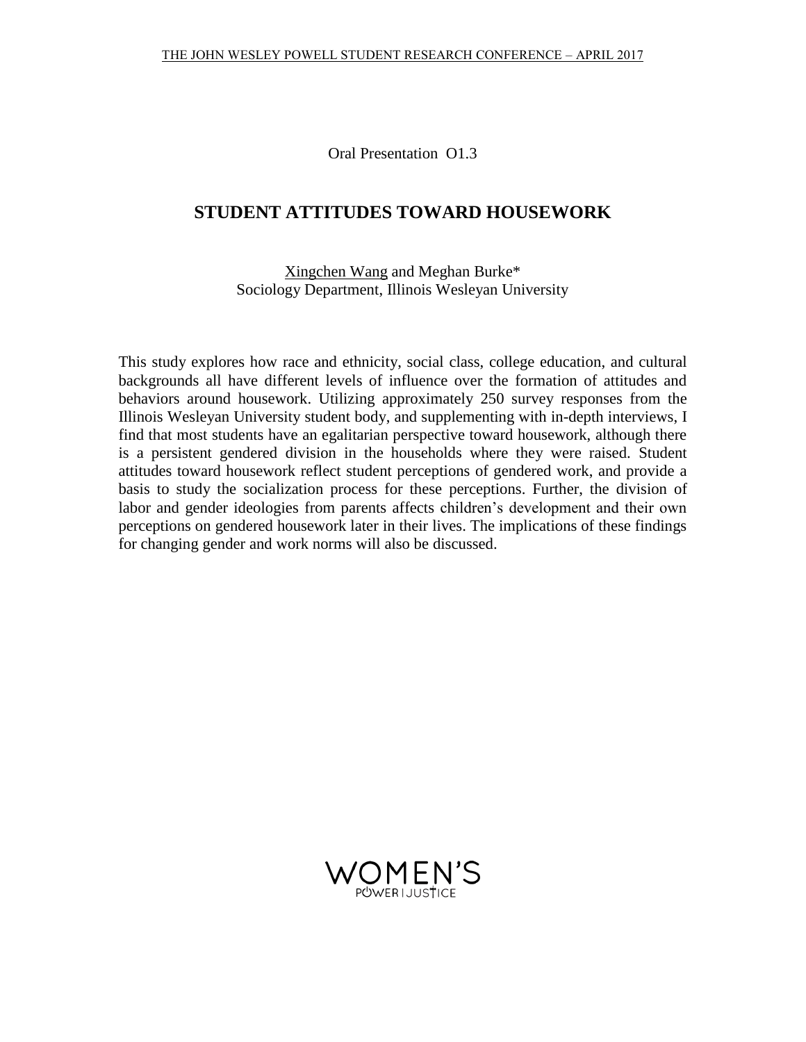Oral Presentation O1.3

# STUDENT ATTITUDES TOWARD HOUSEWORK

Xingchen Wang and Meghan Burke*
Sociology Department, Illinois Wesleyan University

This study explores how race and ethnicity, social class, college education, and cultural backgrounds all have different levels of influence over the formation of attitudes and behaviors around housework. Utilizing approximately 250 survey responses from the Illinois Wesleyan University student body, and supplementing with in-depth interviews, I find that most students have an egalitarian perspective toward housework, although there is a persistent gendered division in the households where they were raised. Student attitudes toward housework reflect student perceptions of gendered work, and provide a basis to study the socialization process for these perceptions. Further, the division of labor and gender ideologies from parents affects children's development and their own perceptions on gendered housework later in their lives. The implications of these findings for changing gender and work norms will also be discussed.

WOMEN'S
POWER | JUSTICE